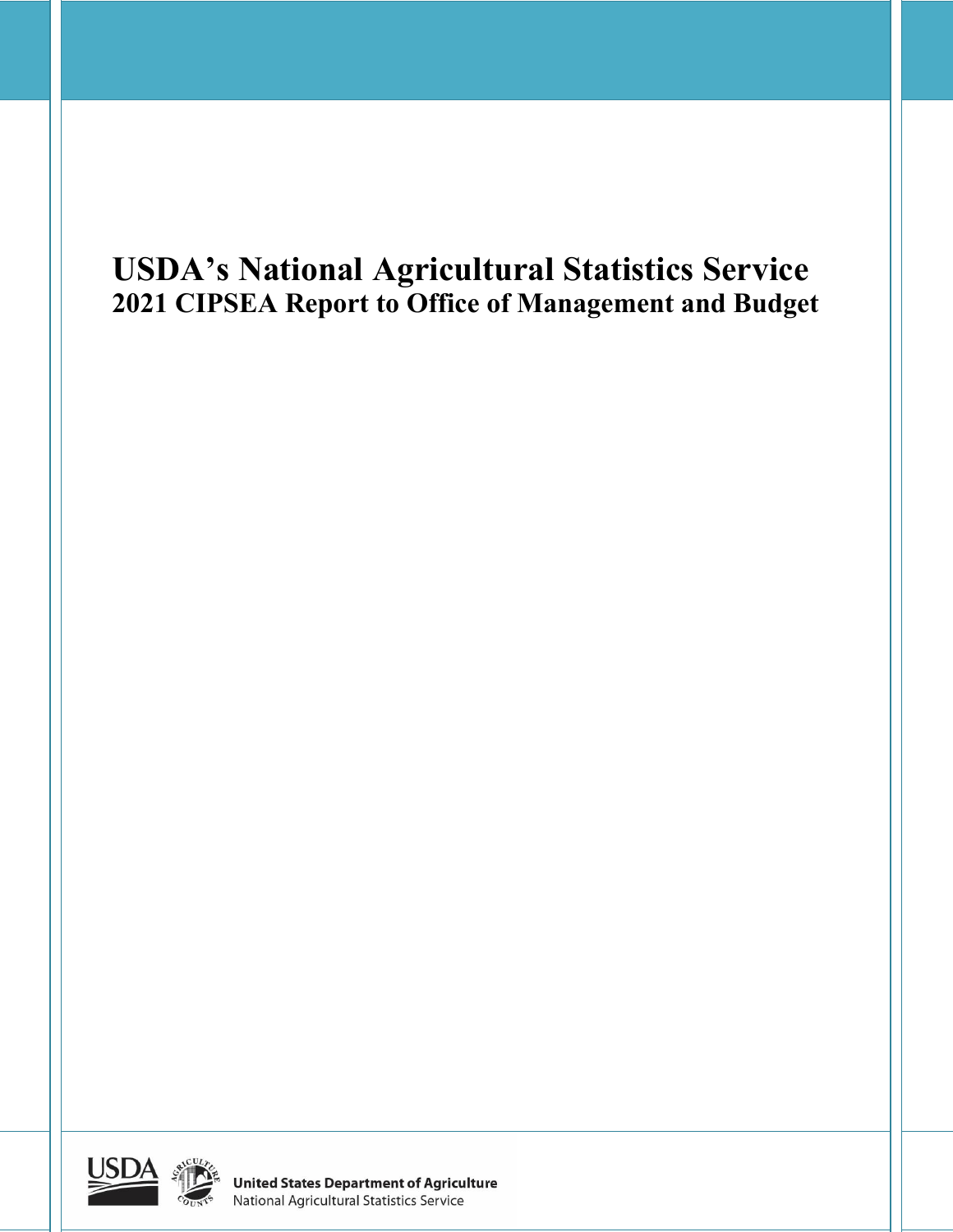# USDA's National Agricultural Statistics Service

## 2021 CIPSEA Report to Office of Management and Budget

**United States Department of Agriculture**
National Agricultural Statistics Service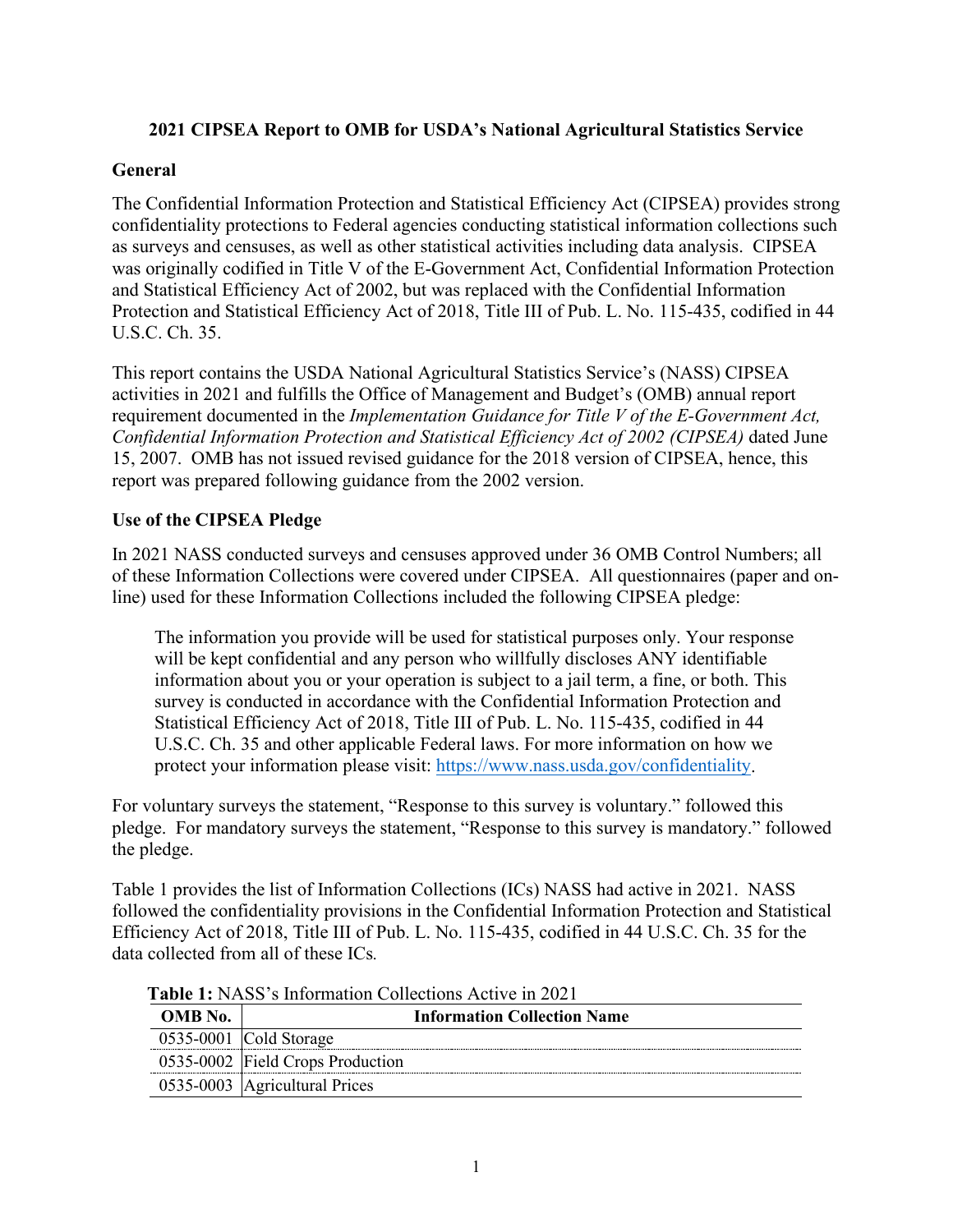**2021 CIPSEA Report to OMB for USDA's National Agricultural Statistics Service**

**General**

The Confidential Information Protection and Statistical Efficiency Act (CIPSEA) provides strong confidentiality protections to Federal agencies conducting statistical information collections such as surveys and censuses, as well as other statistical activities including data analysis. CIPSEA was originally codified in Title V of the E-Government Act, Confidential Information Protection and Statistical Efficiency Act of 2002, but was replaced with the Confidential Information Protection and Statistical Efficiency Act of 2018, Title III of Pub. L. No. 115-435, codified in 44 U.S.C. Ch. 35.

This report contains the USDA National Agricultural Statistics Service's (NASS) CIPSEA activities in 2021 and fulfills the Office of Management and Budget's (OMB) annual report requirement documented in the *Implementation Guidance for Title V of the E-Government Act, Confidential Information Protection and Statistical Efficiency Act of 2002 (CIPSEA)* dated June 15, 2007. OMB has not issued revised guidance for the 2018 version of CIPSEA, hence, this report was prepared following guidance from the 2002 version.

**Use of the CIPSEA Pledge**

In 2021 NASS conducted surveys and censuses approved under 36 OMB Control Numbers; all of these Information Collections were covered under CIPSEA. All questionnaires (paper and on-line) used for these Information Collections included the following CIPSEA pledge:

> The information you provide will be used for statistical purposes only. Your response will be kept confidential and any person who willfully discloses ANY identifiable information about you or your operation is subject to a jail term, a fine, or both. This survey is conducted in accordance with the Confidential Information Protection and Statistical Efficiency Act of 2018, Title III of Pub. L. No. 115-435, codified in 44 U.S.C. Ch. 35 and other applicable Federal laws. For more information on how we protect your information please visit: https://www.nass.usda.gov/confidentiality.

For voluntary surveys the statement, "Response to this survey is voluntary." followed this pledge. For mandatory surveys the statement, "Response to this survey is mandatory." followed the pledge.

Table 1 provides the list of Information Collections (ICs) NASS had active in 2021. NASS followed the confidentiality provisions in the Confidential Information Protection and Statistical Efficiency Act of 2018, Title III of Pub. L. No. 115-435, codified in 44 U.S.C. Ch. 35 for the data collected from all of these ICs.

**Table 1:** NASS's Information Collections Active in 2021

| OMB No. | Information Collection Name |
|---|---|
| 0535-0001 | Cold Storage |
| 0535-0002 | Field Crops Production |
| 0535-0003 | Agricultural Prices |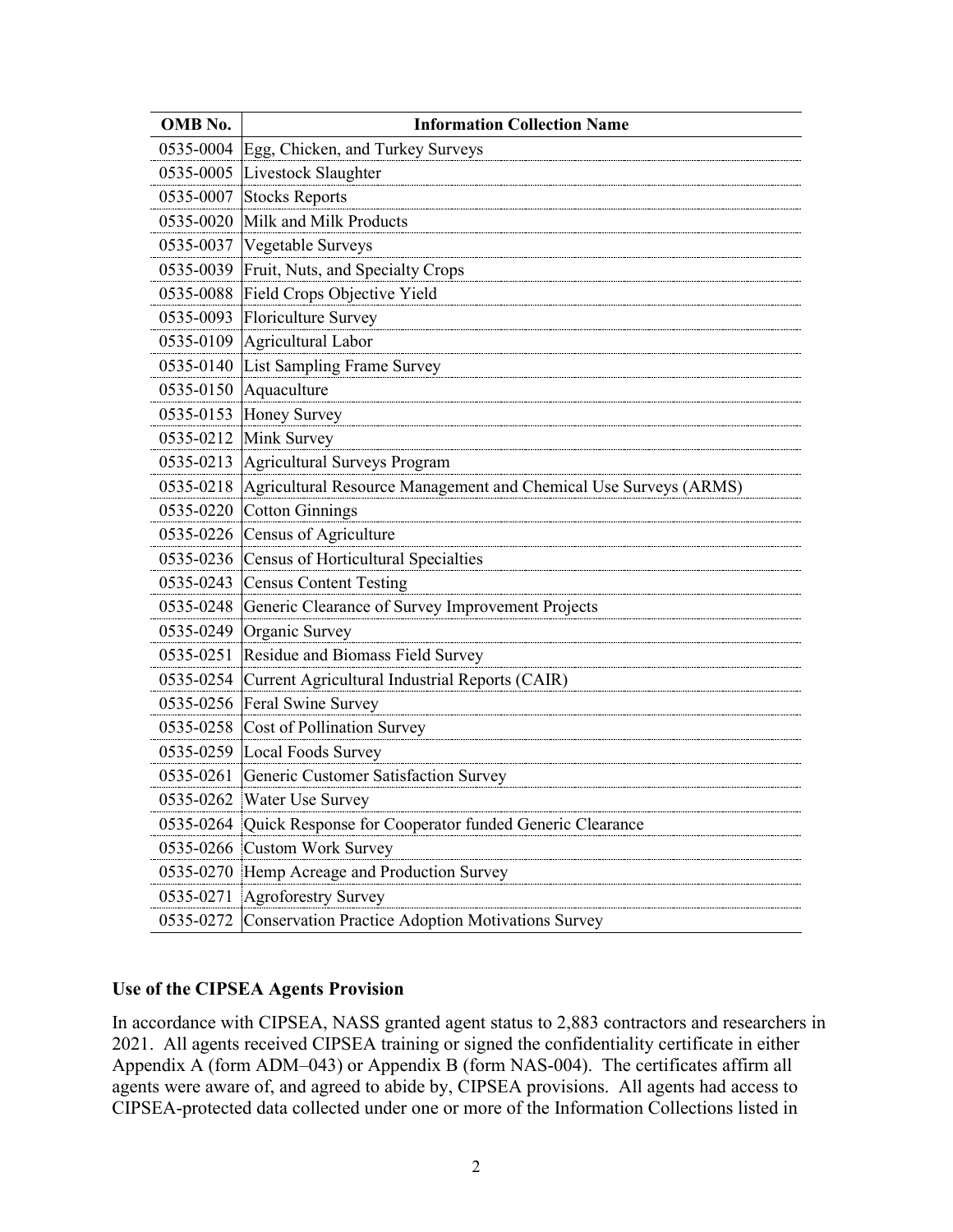| OMB No. | Information Collection Name |
| --- | --- |
| 0535-0004 | Egg, Chicken, and Turkey Surveys |
| 0535-0005 | Livestock Slaughter |
| 0535-0007 | Stocks Reports |
| 0535-0020 | Milk and Milk Products |
| 0535-0037 | Vegetable Surveys |
| 0535-0039 | Fruit, Nuts, and Specialty Crops |
| 0535-0088 | Field Crops Objective Yield |
| 0535-0093 | Floriculture Survey |
| 0535-0109 | Agricultural Labor |
| 0535-0140 | List Sampling Frame Survey |
| 0535-0150 | Aquaculture |
| 0535-0153 | Honey Survey |
| 0535-0212 | Mink Survey |
| 0535-0213 | Agricultural Surveys Program |
| 0535-0218 | Agricultural Resource Management and Chemical Use Surveys (ARMS) |
| 0535-0220 | Cotton Ginnings |
| 0535-0226 | Census of Agriculture |
| 0535-0236 | Census of Horticultural Specialties |
| 0535-0243 | Census Content Testing |
| 0535-0248 | Generic Clearance of Survey Improvement Projects |
| 0535-0249 | Organic Survey |
| 0535-0251 | Residue and Biomass Field Survey |
| 0535-0254 | Current Agricultural Industrial Reports (CAIR) |
| 0535-0256 | Feral Swine Survey |
| 0535-0258 | Cost of Pollination Survey |
| 0535-0259 | Local Foods Survey |
| 0535-0261 | Generic Customer Satisfaction Survey |
| 0535-0262 | Water Use Survey |
| 0535-0264 | Quick Response for Cooperator funded Generic Clearance |
| 0535-0266 | Custom Work Survey |
| 0535-0270 | Hemp Acreage and Production Survey |
| 0535-0271 | Agroforestry Survey |
| 0535-0272 | Conservation Practice Adoption Motivations Survey |

### Use of the CIPSEA Agents Provision

In accordance with CIPSEA, NASS granted agent status to 2,883 contractors and researchers in 2021. All agents received CIPSEA training or signed the confidentiality certificate in either Appendix A (form ADM–043) or Appendix B (form NAS-004). The certificates affirm all agents were aware of, and agreed to abide by, CIPSEA provisions. All agents had access to CIPSEA-protected data collected under one or more of the Information Collections listed in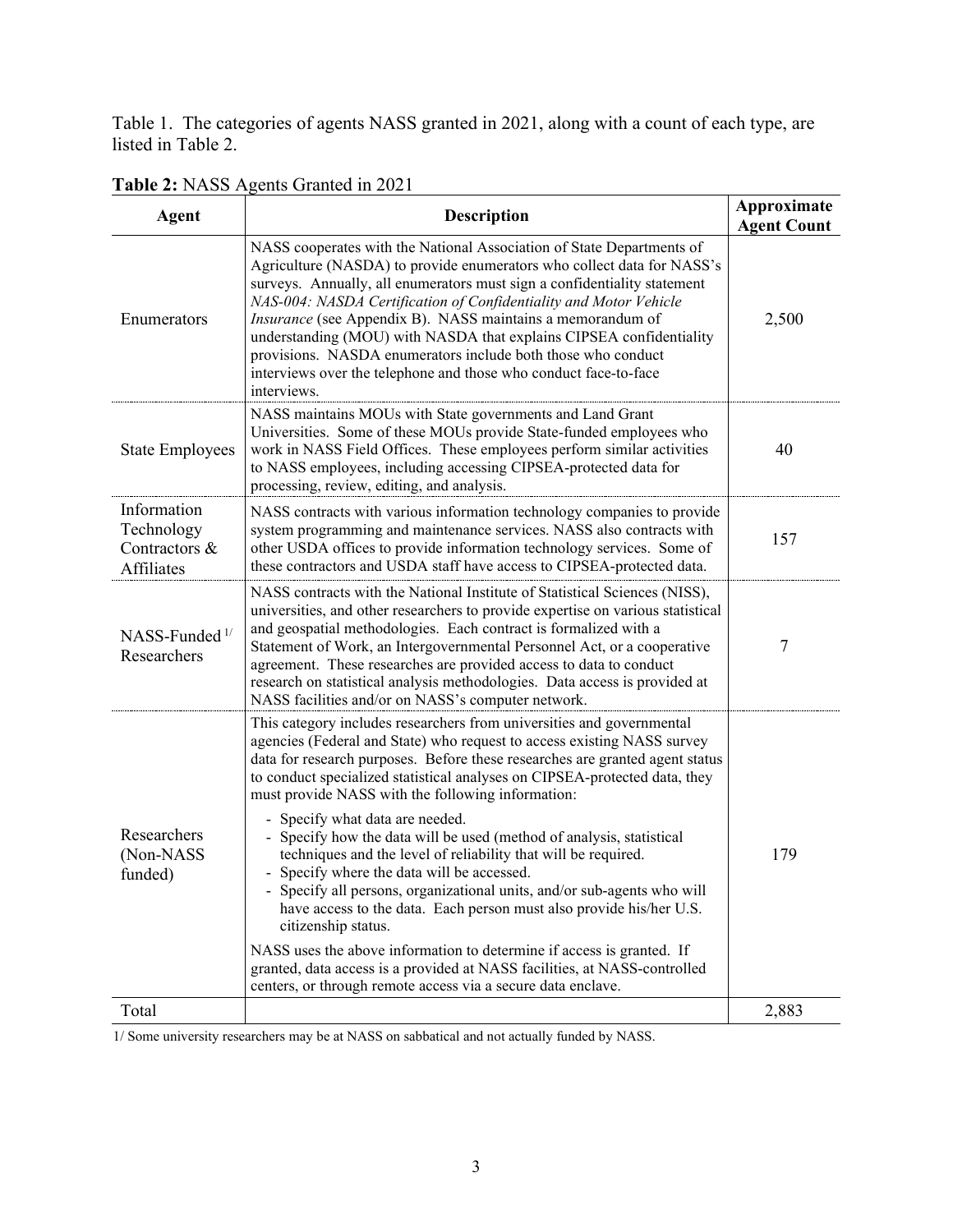Table 1. The categories of agents NASS granted in 2021, along with a count of each type, are listed in Table 2.

**Table 2:** NASS Agents Granted in 2021

| Agent | Description | Approximate Agent Count |
|---|---|---|
| Enumerators | NASS cooperates with the National Association of State Departments of Agriculture (NASDA) to provide enumerators who collect data for NASS's surveys. Annually, all enumerators must sign a confidentiality statement *NAS-004: NASDA Certification of Confidentiality and Motor Vehicle Insurance* (see Appendix B). NASS maintains a memorandum of understanding (MOU) with NASDA that explains CIPSEA confidentiality provisions. NASDA enumerators include both those who conduct interviews over the telephone and those who conduct face-to-face interviews. | 2,500 |
| State Employees | NASS maintains MOUs with State governments and Land Grant Universities. Some of these MOUs provide State-funded employees who work in NASS Field Offices. These employees perform similar activities to NASS employees, including accessing CIPSEA-protected data for processing, review, editing, and analysis. | 40 |
| Information Technology Contractors & Affiliates | NASS contracts with various information technology companies to provide system programming and maintenance services. NASS also contracts with other USDA offices to provide information technology services. Some of these contractors and USDA staff have access to CIPSEA-protected data. | 157 |
| NASS-Funded [1/] Researchers | NASS contracts with the National Institute of Statistical Sciences (NISS), universities, and other researchers to provide expertise on various statistical and geospatial methodologies. Each contract is formalized with a Statement of Work, an Intergovernmental Personnel Act, or a cooperative agreement. These researches are provided access to data to conduct research on statistical analysis methodologies. Data access is provided at NASS facilities and/or on NASS's computer network. | 7 |
| Researchers (Non-NASS funded) | This category includes researchers from universities and governmental agencies (Federal and State) who request to access existing NASS survey data for research purposes. Before these researches are granted agent status to conduct specialized statistical analyses on CIPSEA-protected data, they must provide NASS with the following information:<br>- Specify what data are needed.<br>- Specify how the data will be used (method of analysis, statistical techniques and the level of reliability that will be required.<br>- Specify where the data will be accessed.<br>- Specify all persons, organizational units, and/or sub-agents who will have access to the data. Each person must also provide his/her U.S. citizenship status.<br><br>NASS uses the above information to determine if access is granted. If granted, data access is a provided at NASS facilities, at NASS-controlled centers, or through remote access via a secure data enclave. | 179 |
| Total | | 2,883 |

1/ Some university researchers may be at NASS on sabbatical and not actually funded by NASS.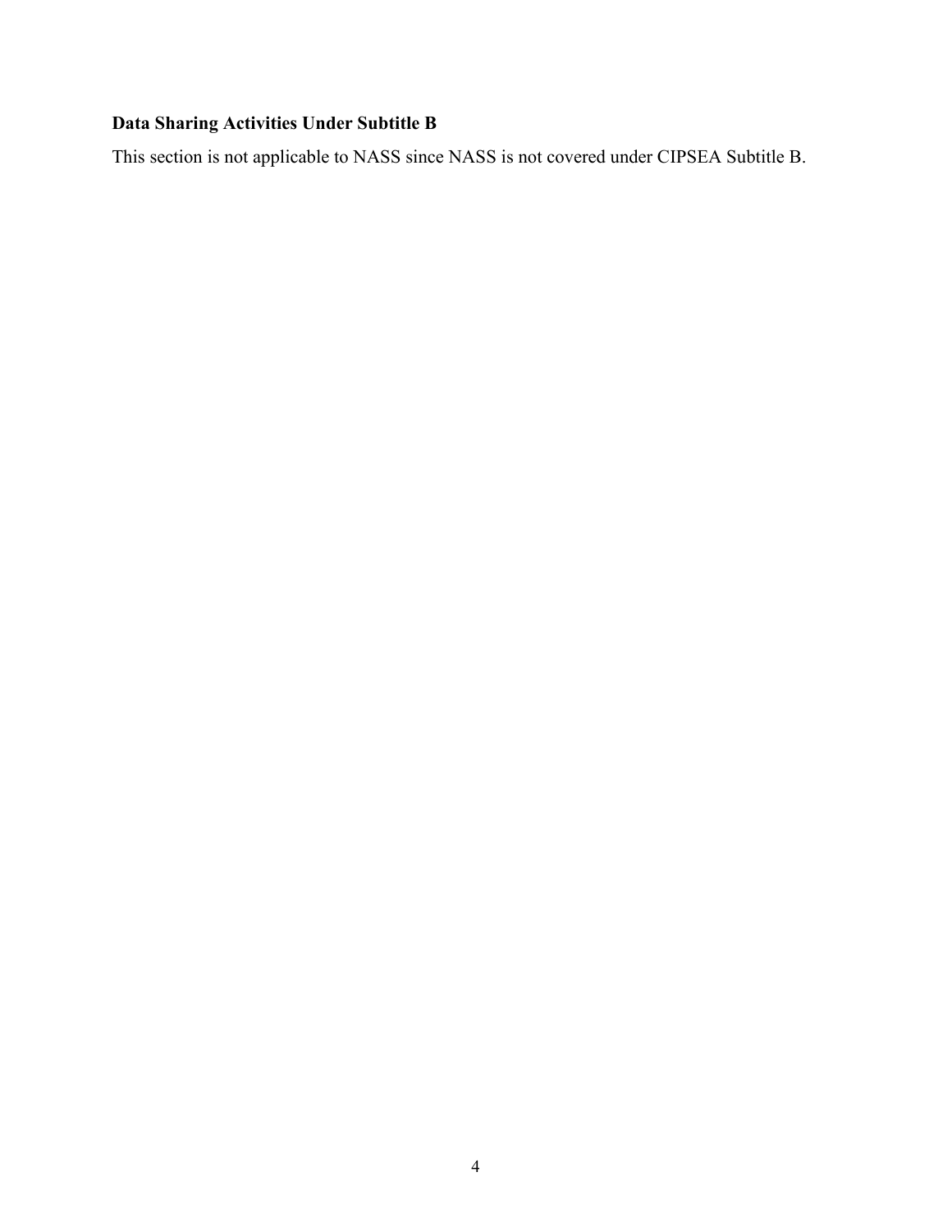**Data Sharing Activities Under Subtitle B**

This section is not applicable to NASS since NASS is not covered under CIPSEA Subtitle B.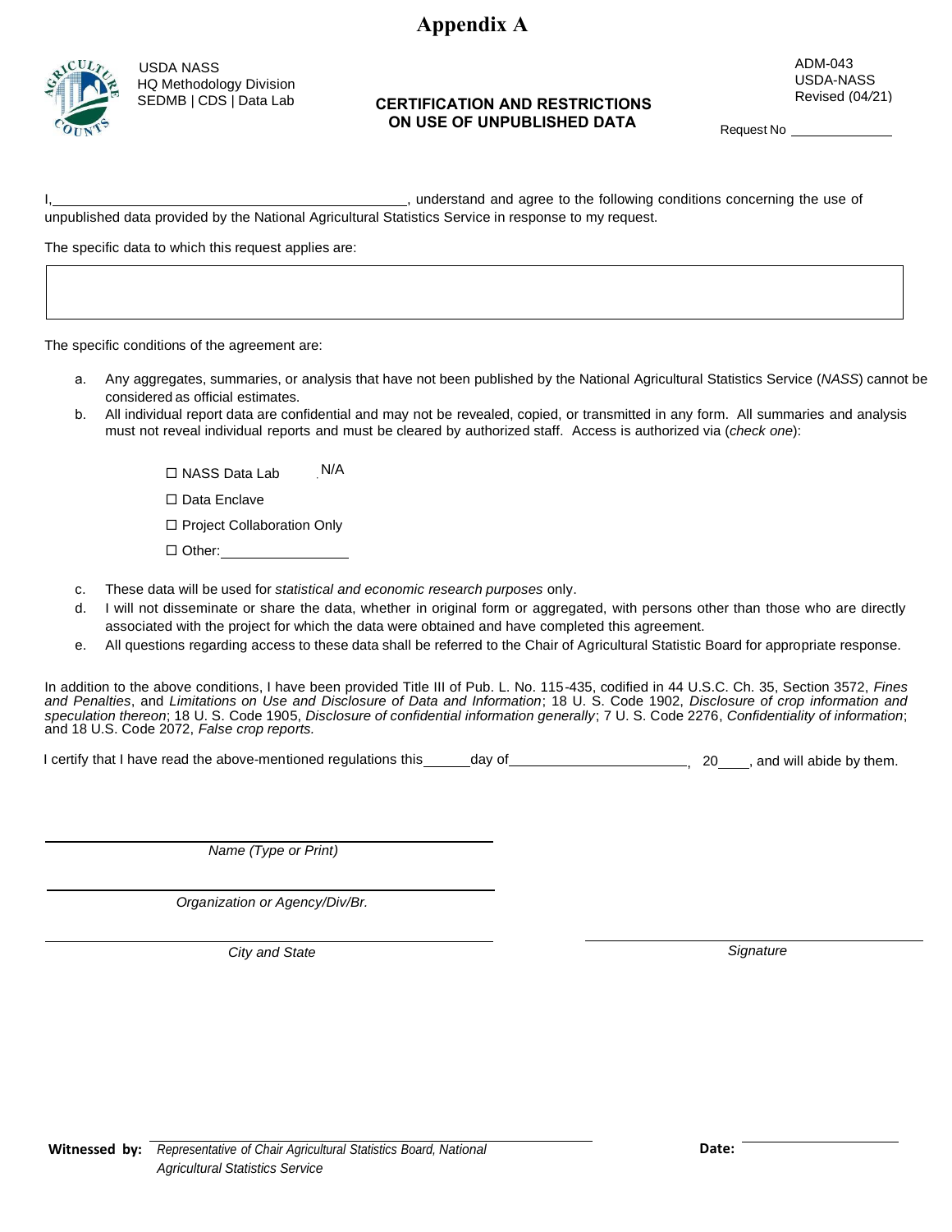# Appendix A

USDA NASS
HQ Methodology Division
SEDMB | CDS | Data Lab

**CERTIFICATION AND RESTRICTIONS ON USE OF UNPUBLISHED DATA**

ADM-043
USDA-NASS
Revised (04/21)

Request No \_\_\_\_\_\_\_\_\_\_\_\_

I,\_\_\_\_\_\_\_\_\_\_\_\_\_\_\_\_\_\_\_\_\_\_\_\_\_\_\_\_\_\_\_\_\_\_\_\_\_\_\_\_, understand and agree to the following conditions concerning the use of unpublished data provided by the National Agricultural Statistics Service in response to my request.

The specific data to which this request applies are:

| |
|---|
| |

The specific conditions of the agreement are:

a. Any aggregates, summaries, or analysis that have not been published by the National Agricultural Statistics Service (*NASS*) cannot be considered as official estimates.
b. All individual report data are confidential and may not be revealed, copied, or transmitted in any form. All summaries and analysis must not reveal individual reports and must be cleared by authorized staff. Access is authorized via (*check one*):

   ☐ NASS Data Lab N/A

   ☐ Data Enclave

   ☐ Project Collaboration Only

   ☐ Other:\_\_\_\_\_\_\_\_\_\_\_\_\_\_\_\_

c. These data will be used for *statistical and economic research purposes* only.
d. I will not disseminate or share the data, whether in original form or aggregated, with persons other than those who are directly associated with the project for which the data were obtained and have completed this agreement.
e. All questions regarding access to these data shall be referred to the Chair of Agricultural Statistic Board for appropriate response.

In addition to the above conditions, I have been provided Title III of Pub. L. No. 115-435, codified in 44 U.S.C. Ch. 35, Section 3572, *Fines and Penalties*, and *Limitations on Use and Disclosure of Data and Information*; 18 U. S. Code 1902, *Disclosure of crop information and speculation thereon*; 18 U. S. Code 1905, *Disclosure of confidential information generally*; 7 U. S. Code 2276, *Confidentiality of information*; and 18 U.S. Code 2072, *False crop reports.*

I certify that I have read the above-mentioned regulations this\_\_\_\_\_\_day of\_\_\_\_\_\_\_\_\_\_\_\_\_\_\_\_\_\_\_\_\_\_, 20\_\_\_\_, and will abide by them.

\_\_\_\_\_\_\_\_\_\_\_\_\_\_\_\_\_\_\_\_\_\_\_\_\_\_\_\_\_\_\_\_\_\_\_\_\_\_\_\_
*Name (Type or Print)*

\_\_\_\_\_\_\_\_\_\_\_\_\_\_\_\_\_\_\_\_\_\_\_\_\_\_\_\_\_\_\_\_\_\_\_\_\_\_\_\_
*Organization or Agency/Div/Br.*

\_\_\_\_\_\_\_\_\_\_\_\_\_\_\_\_\_\_\_\_\_\_\_\_\_\_\_\_\_\_\_\_\_\_\_\_\_\_\_\_
*City and State*

\_\_\_\_\_\_\_\_\_\_\_\_\_\_\_\_\_\_\_\_\_\_\_\_\_\_\_\_\_\_\_\_\_\_\_\_\_\_\_\_
*Signature*

**Witnessed by:** \_\_\_\_\_\_\_\_\_\_\_\_\_\_\_\_\_\_\_\_\_\_\_\_\_\_\_\_\_\_\_\_\_\_\_\_\_\_\_\_
*Representative of Chair Agricultural Statistics Board, National Agricultural Statistics Service*

**Date:** \_\_\_\_\_\_\_\_\_\_\_\_\_\_\_\_\_\_\_\_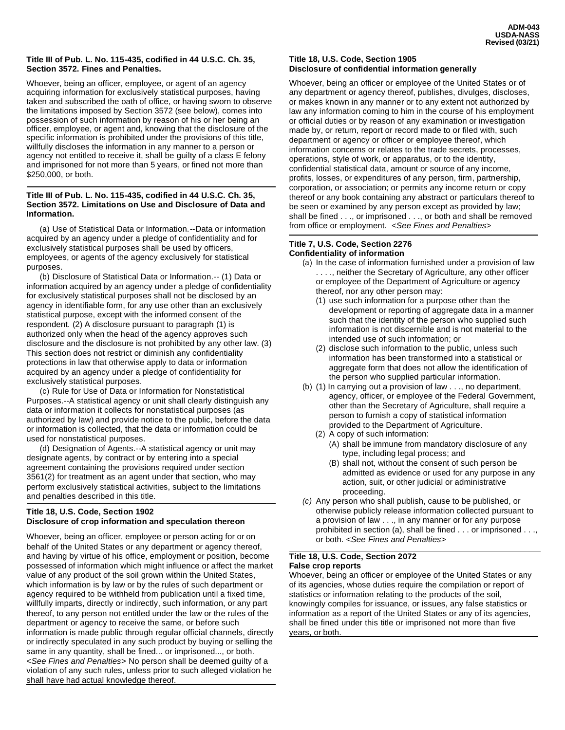### Title III of Pub. L. No. 115-435, codified in 44 U.S.C. Ch. 35, Section 3572. Fines and Penalties.

Whoever, being an officer, employee, or agent of an agency acquiring information for exclusively statistical purposes, having taken and subscribed the oath of office, or having sworn to observe the limitations imposed by Section 3572 (see below), comes into possession of such information by reason of his or her being an officer, employee, or agent and, knowing that the disclosure of the specific information is prohibited under the provisions of this title, willfully discloses the information in any manner to a person or agency not entitled to receive it, shall be guilty of a class E felony and imprisoned for not more than 5 years, or fined not more than $250,000, or both.

### Title III of Pub. L. No. 115-435, codified in 44 U.S.C. Ch. 35, Section 3572. Limitations on Use and Disclosure of Data and Information.

(a) Use of Statistical Data or Information.--Data or information acquired by an agency under a pledge of confidentiality and for exclusively statistical purposes shall be used by officers, employees, or agents of the agency exclusively for statistical purposes.

(b) Disclosure of Statistical Data or Information.-- (1) Data or information acquired by an agency under a pledge of confidentiality for exclusively statistical purposes shall not be disclosed by an agency in identifiable form, for any use other than an exclusively statistical purpose, except with the informed consent of the respondent. (2) A disclosure pursuant to paragraph (1) is authorized only when the head of the agency approves such disclosure and the disclosure is not prohibited by any other law. (3) This section does not restrict or diminish any confidentiality protections in law that otherwise apply to data or information acquired by an agency under a pledge of confidentiality for exclusively statistical purposes.

(c) Rule for Use of Data or Information for Nonstatistical Purposes.--A statistical agency or unit shall clearly distinguish any data or information it collects for nonstatistical purposes (as authorized by law) and provide notice to the public, before the data or information is collected, that the data or information could be used for nonstatistical purposes.

(d) Designation of Agents.--A statistical agency or unit may designate agents, by contract or by entering into a special agreement containing the provisions required under section 3561(2) for treatment as an agent under that section, who may perform exclusively statistical activities, subject to the limitations and penalties described in this title.

### Title 18, U.S. Code, Section 1902
### Disclosure of crop information and speculation thereon

Whoever, being an officer, employee or person acting for or on behalf of the United States or any department or agency thereof, and having by virtue of his office, employment or position, become possessed of information which might influence or affect the market value of any product of the soil grown within the United States, which information is by law or by the rules of such department or agency required to be withheld from publication until a fixed time, willfully imparts, directly or indirectly, such information, or any part thereof, to any person not entitled under the law or the rules of the department or agency to receive the same, or before such information is made public through regular official channels, directly or indirectly speculated in any such product by buying or selling the same in any quantity, shall be fined... or imprisoned..., or both. *<See Fines and Penalties>* No person shall be deemed guilty of a violation of any such rules, unless prior to such alleged violation he shall have had actual knowledge thereof.

### Title 18, U.S. Code, Section 1905
### Disclosure of confidential information generally

Whoever, being an officer or employee of the United States or of any department or agency thereof, publishes, divulges, discloses, or makes known in any manner or to any extent not authorized by law any information coming to him in the course of his employment or official duties or by reason of any examination or investigation made by, or return, report or record made to or filed with, such department or agency or officer or employee thereof, which information concerns or relates to the trade secrets, processes, operations, style of work, or apparatus, or to the identity, confidential statistical data, amount or source of any income, profits, losses, or expenditures of any person, firm, partnership, corporation, or association; or permits any income return or copy thereof or any book containing any abstract or particulars thereof to be seen or examined by any person except as provided by law; shall be fined . . ., or imprisoned . . ., or both and shall be removed from office or employment. *<See Fines and Penalties>*

### Title 7, U.S. Code, Section 2276
### Confidentiality of information

(a) In the case of information furnished under a provision of law . . . ., neither the Secretary of Agriculture, any other officer or employee of the Department of Agriculture or agency thereof, nor any other person may:
   (1) use such information for a purpose other than the development or reporting of aggregate data in a manner such that the identity of the person who supplied such information is not discernible and is not material to the intended use of such information; or
   (2) disclose such information to the public, unless such information has been transformed into a statistical or aggregate form that does not allow the identification of the person who supplied particular information.

(b) (1) In carrying out a provision of law . . ., no department, agency, officer, or employee of the Federal Government, other than the Secretary of Agriculture, shall require a person to furnish a copy of statistical information provided to the Department of Agriculture.
   (2) A copy of such information:
      (A) shall be immune from mandatory disclosure of any type, including legal process; and
      (B) shall not, without the consent of such person be admitted as evidence or used for any purpose in any action, suit, or other judicial or administrative proceeding.

*(c)* Any person who shall publish, cause to be published, or otherwise publicly release information collected pursuant to a provision of law . . ., in any manner or for any purpose prohibited in section (a), shall be fined . . . or imprisoned . . ., or both. *<See Fines and Penalties>*

### Title 18, U.S. Code, Section 2072
### False crop reports

Whoever, being an officer or employee of the United States or any of its agencies, whose duties require the compilation or report of statistics or information relating to the products of the soil, knowingly compiles for issuance, or issues, any false statistics or information as a report of the United States or any of its agencies, shall be fined under this title or imprisoned not more than five years, or both.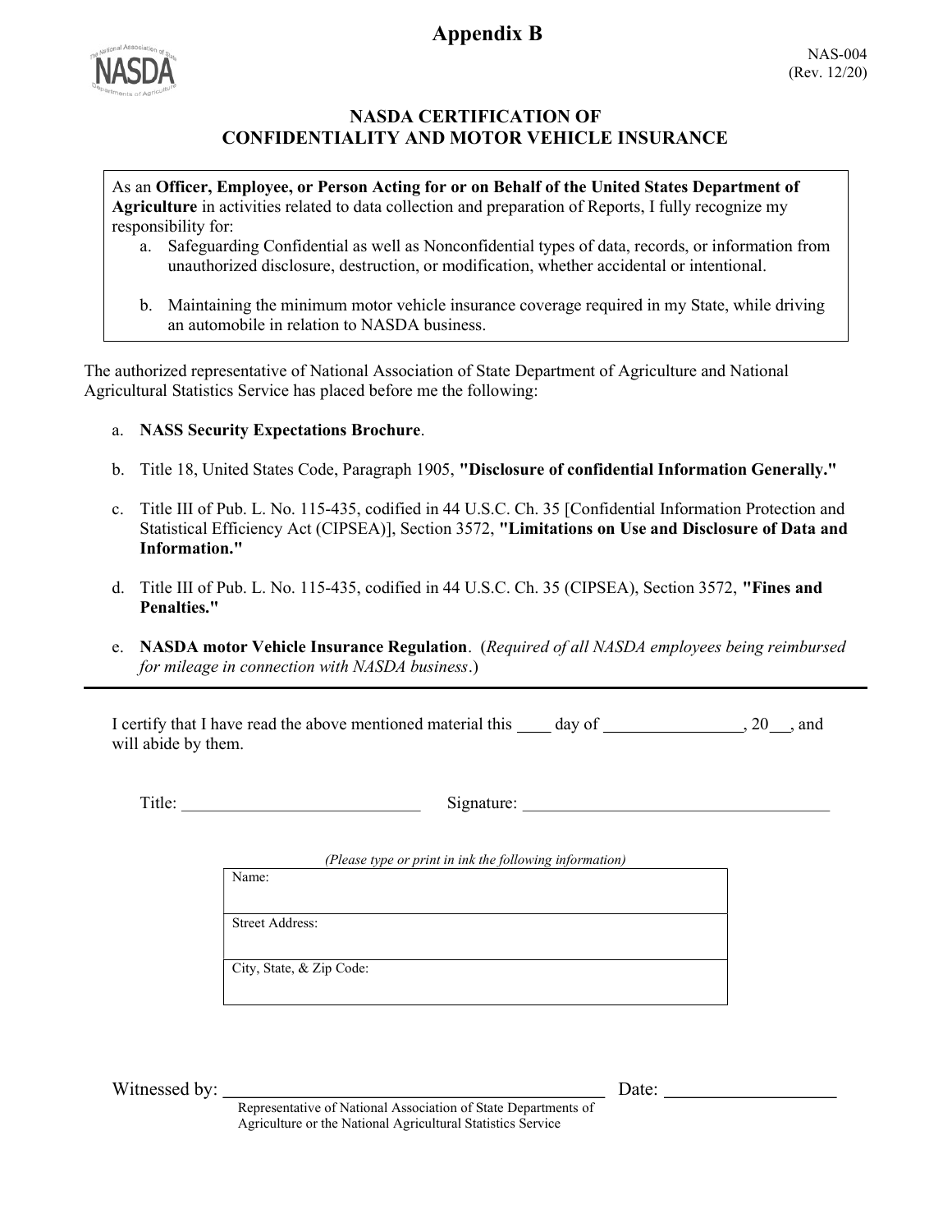# Appendix B

NAS-004
(Rev. 12/20)

## NASDA CERTIFICATION OF CONFIDENTIALITY AND MOTOR VEHICLE INSURANCE

As an **Officer, Employee, or Person Acting for or on Behalf of the United States Department of Agriculture** in activities related to data collection and preparation of Reports, I fully recognize my responsibility for:

a. Safeguarding Confidential as well as Nonconfidential types of data, records, or information from unauthorized disclosure, destruction, or modification, whether accidental or intentional.

b. Maintaining the minimum motor vehicle insurance coverage required in my State, while driving an automobile in relation to NASDA business.

The authorized representative of National Association of State Department of Agriculture and National Agricultural Statistics Service has placed before me the following:

a. **NASS Security Expectations Brochure**.

b. Title 18, United States Code, Paragraph 1905, **"Disclosure of confidential Information Generally."**

c. Title III of Pub. L. No. 115-435, codified in 44 U.S.C. Ch. 35 [Confidential Information Protection and Statistical Efficiency Act (CIPSEA)], Section 3572, **"Limitations on Use and Disclosure of Data and Information."**

d. Title III of Pub. L. No. 115-435, codified in 44 U.S.C. Ch. 35 (CIPSEA), Section 3572, **"Fines and Penalties."**

e. **NASDA motor Vehicle Insurance Regulation**. (*Required of all NASDA employees being reimbursed for mileage in connection with NASDA business*.)

---

I certify that I have read the above mentioned material this ____ day of ________________, 20__, and will abide by them.

Title: ___________________________ Signature: ____________________________________

*(Please type or print in ink the following information)*

| Name: |
|---|
| Street Address: |
| City, State, & Zip Code: |

Witnessed by: ________________________________________ Date: __________________

Representative of National Association of State Departments of Agriculture or the National Agricultural Statistics Service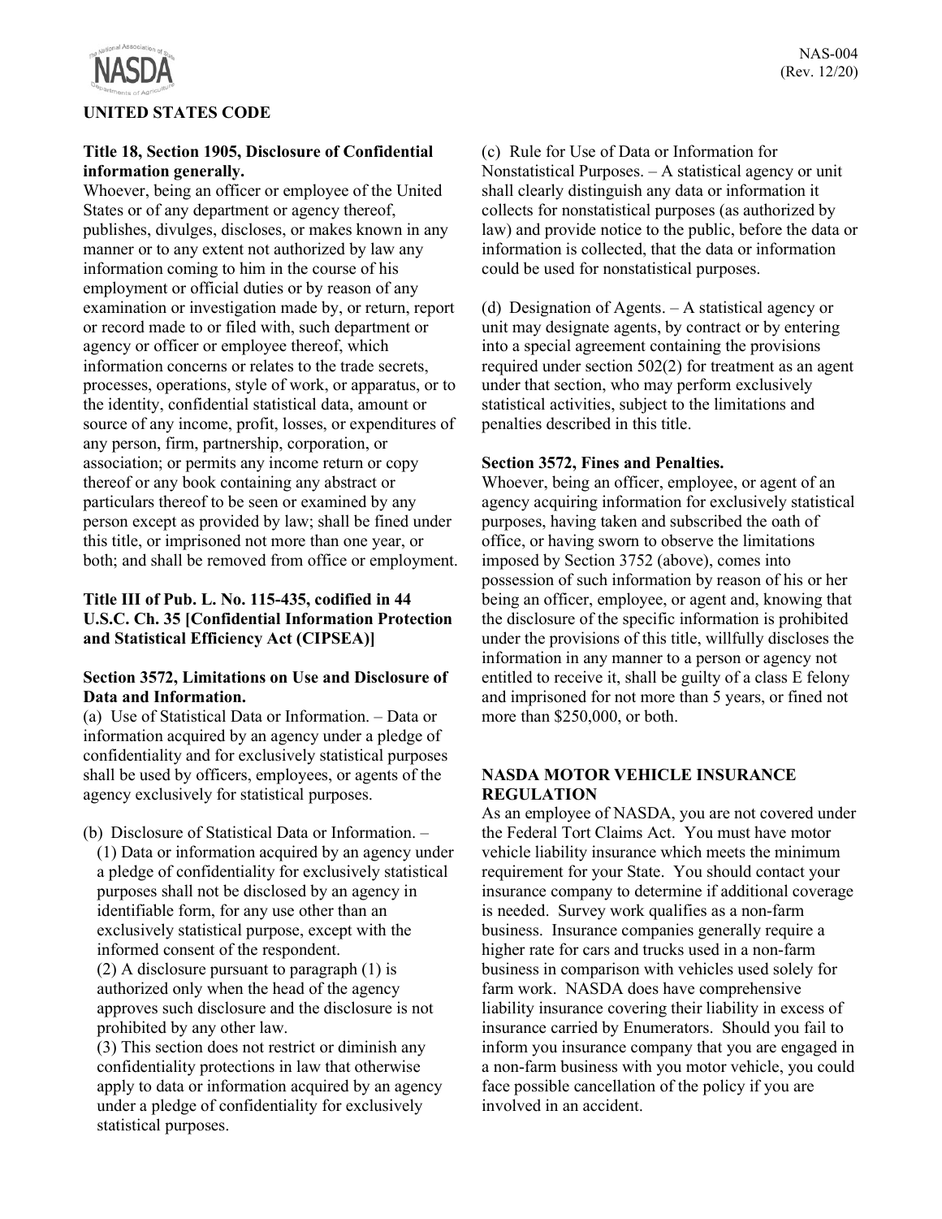## UNITED STATES CODE

**Title 18, Section 1905, Disclosure of Confidential information generally.**

Whoever, being an officer or employee of the United States or of any department or agency thereof, publishes, divulges, discloses, or makes known in any manner or to any extent not authorized by law any information coming to him in the course of his employment or official duties or by reason of any examination or investigation made by, or return, report or record made to or filed with, such department or agency or officer or employee thereof, which information concerns or relates to the trade secrets, processes, operations, style of work, or apparatus, or to the identity, confidential statistical data, amount or source of any income, profit, losses, or expenditures of any person, firm, partnership, corporation, or association; or permits any income return or copy thereof or any book containing any abstract or particulars thereof to be seen or examined by any person except as provided by law; shall be fined under this title, or imprisoned not more than one year, or both; and shall be removed from office or employment.

**Title III of Pub. L. No. 115-435, codified in 44 U.S.C. Ch. 35 [Confidential Information Protection and Statistical Efficiency Act (CIPSEA)]**

**Section 3572, Limitations on Use and Disclosure of Data and Information.**

(a) Use of Statistical Data or Information. – Data or information acquired by an agency under a pledge of confidentiality and for exclusively statistical purposes shall be used by officers, employees, or agents of the agency exclusively for statistical purposes.

(b) Disclosure of Statistical Data or Information. –

(1) Data or information acquired by an agency under a pledge of confidentiality for exclusively statistical purposes shall not be disclosed by an agency in identifiable form, for any use other than an exclusively statistical purpose, except with the informed consent of the respondent.

(2) A disclosure pursuant to paragraph (1) is authorized only when the head of the agency approves such disclosure and the disclosure is not prohibited by any other law.

(3) This section does not restrict or diminish any confidentiality protections in law that otherwise apply to data or information acquired by an agency under a pledge of confidentiality for exclusively statistical purposes.

(c) Rule for Use of Data or Information for Nonstatistical Purposes. – A statistical agency or unit shall clearly distinguish any data or information it collects for nonstatistical purposes (as authorized by law) and provide notice to the public, before the data or information is collected, that the data or information could be used for nonstatistical purposes.

(d) Designation of Agents. – A statistical agency or unit may designate agents, by contract or by entering into a special agreement containing the provisions required under section 502(2) for treatment as an agent under that section, who may perform exclusively statistical activities, subject to the limitations and penalties described in this title.

**Section 3572, Fines and Penalties.**

Whoever, being an officer, employee, or agent of an agency acquiring information for exclusively statistical purposes, having taken and subscribed the oath of office, or having sworn to observe the limitations imposed by Section 3752 (above), comes into possession of such information by reason of his or her being an officer, employee, or agent and, knowing that the disclosure of the specific information is prohibited under the provisions of this title, willfully discloses the information in any manner to a person or agency not entitled to receive it, shall be guilty of a class E felony and imprisoned for not more than 5 years, or fined not more than $250,000, or both.

## NASDA MOTOR VEHICLE INSURANCE REGULATION

As an employee of NASDA, you are not covered under the Federal Tort Claims Act. You must have motor vehicle liability insurance which meets the minimum requirement for your State. You should contact your insurance company to determine if additional coverage is needed. Survey work qualifies as a non-farm business. Insurance companies generally require a higher rate for cars and trucks used in a non-farm business in comparison with vehicles used solely for farm work. NASDA does have comprehensive liability insurance covering their liability in excess of insurance carried by Enumerators. Should you fail to inform you insurance company that you are engaged in a non-farm business with you motor vehicle, you could face possible cancellation of the policy if you are involved in an accident.